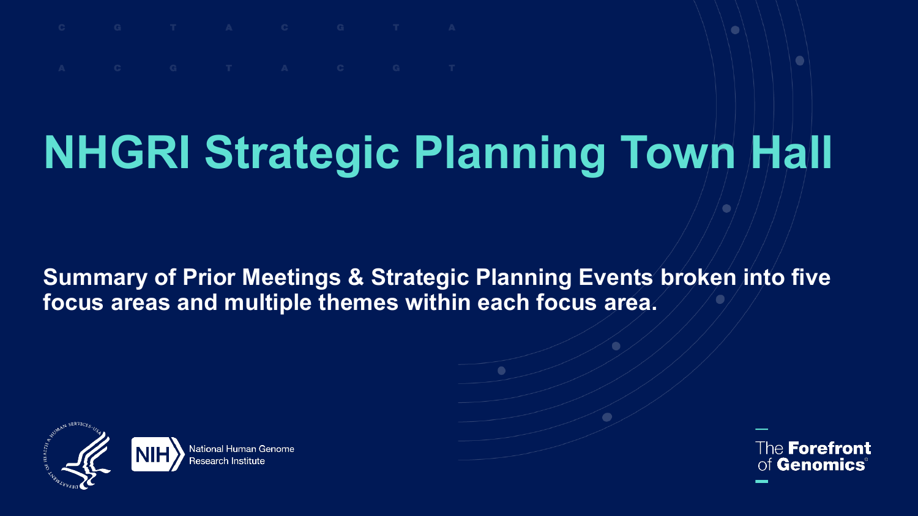# NHGRI Strategic Planning Town Hall

**Summary of Prior Meetings & Strategic Planning Events broken into five focus areas and multiple themes within each focus area.**

National Human Genome Research Institute

The **Forefront** of **Genomics**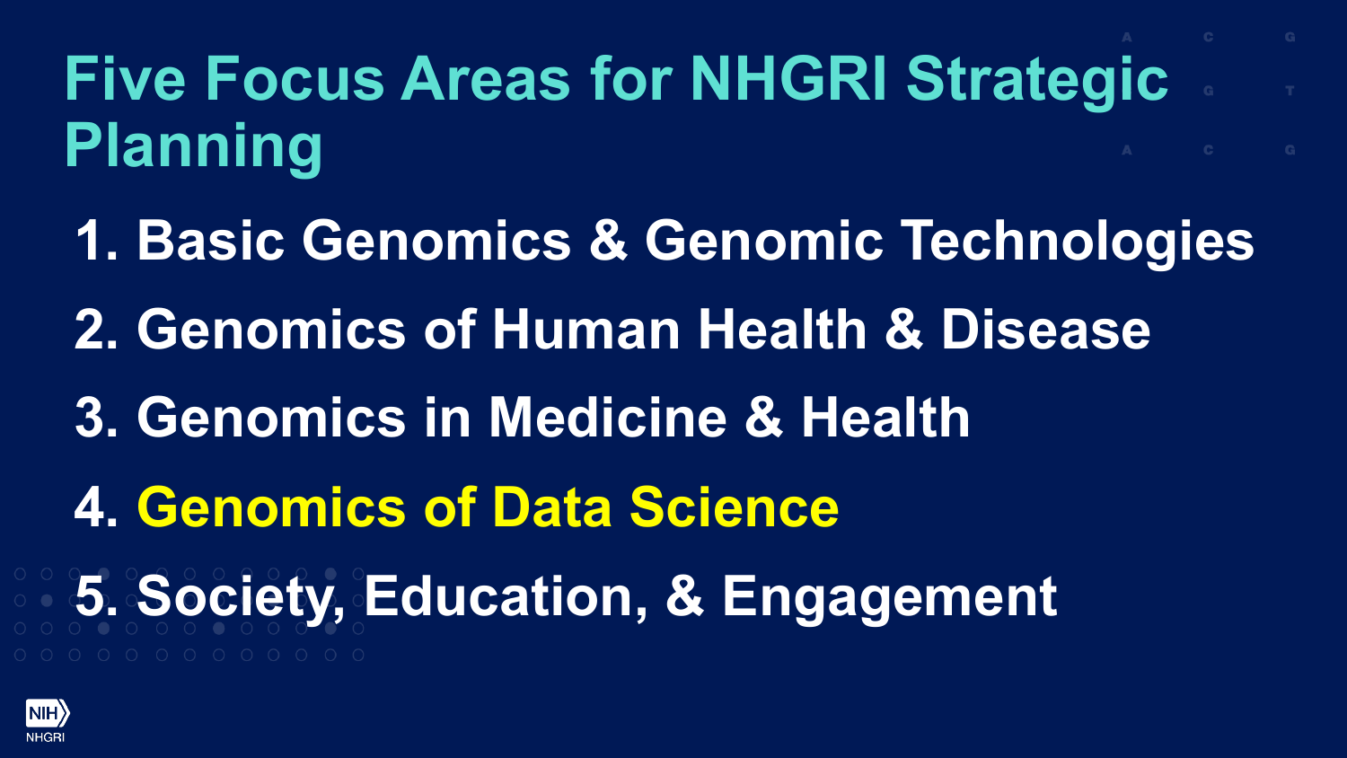# Five Focus Areas for NHGRI Strategic Planning

1. Basic Genomics & Genomic Technologies
2. Genomics of Human Health & Disease
3. Genomics in Medicine & Health
4. Genomics of Data Science
5. Society, Education, & Engagement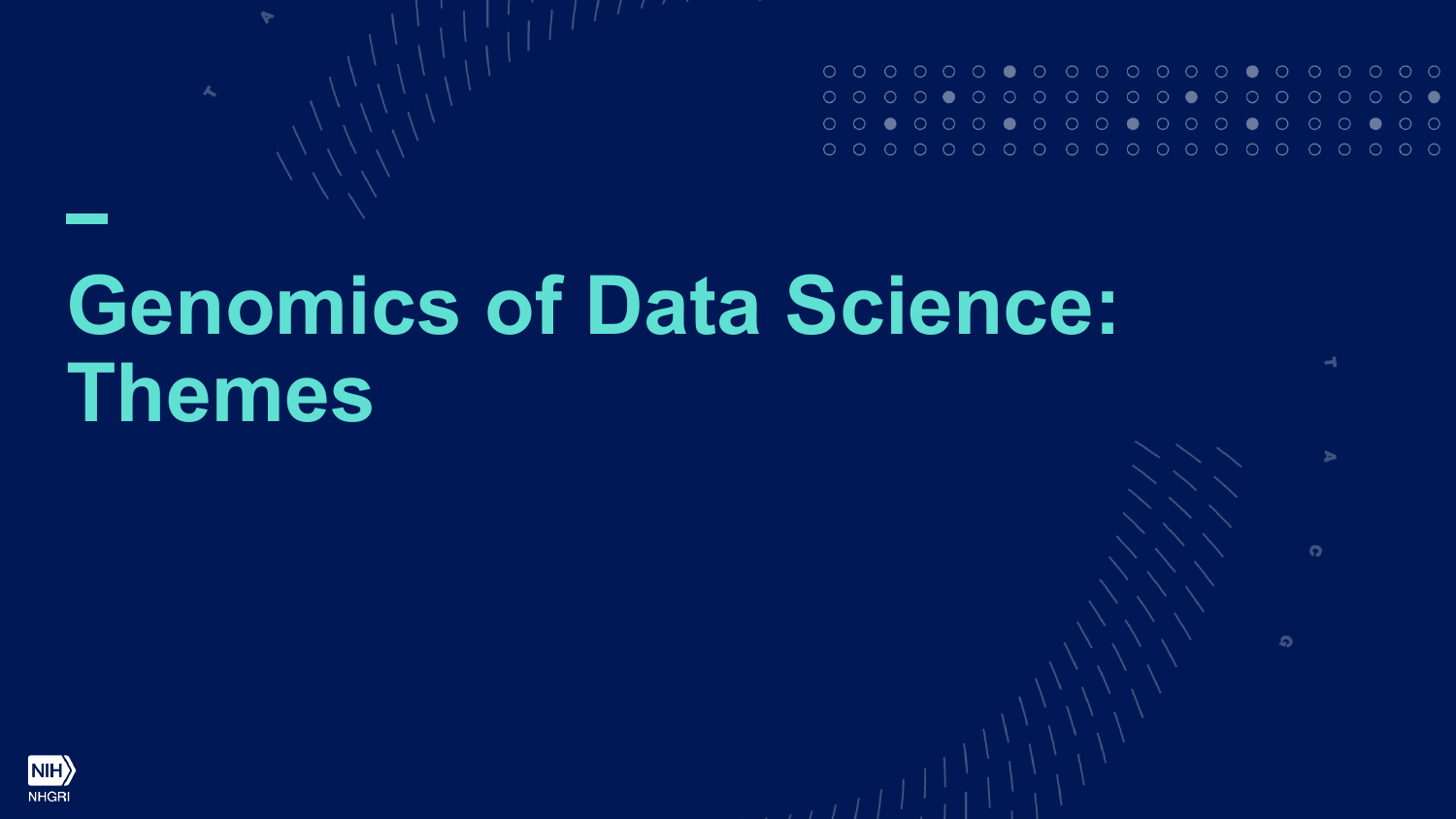# Genomics of Data Science: Themes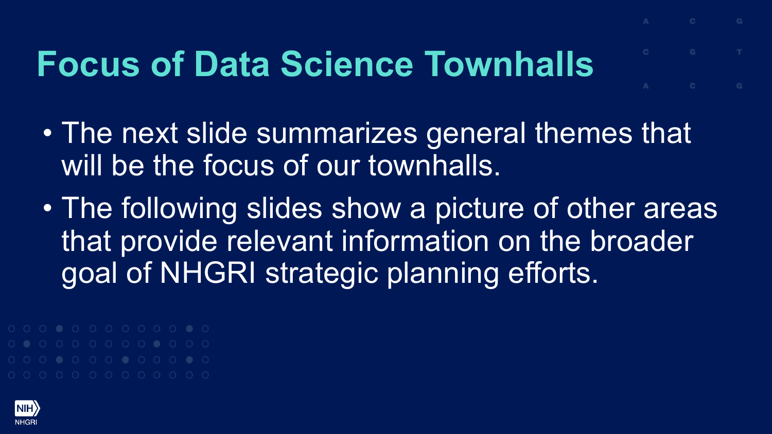# Focus of Data Science Townhalls

- The next slide summarizes general themes that will be the focus of our townhalls.
- The following slides show a picture of other areas that provide relevant information on the broader goal of NHGRI strategic planning efforts.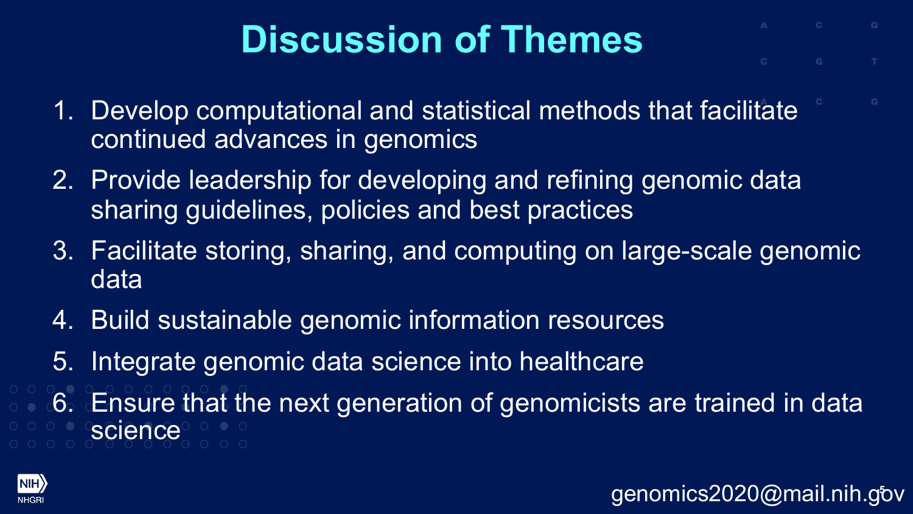# Discussion of Themes

1. Develop computational and statistical methods that facilitate continued advances in genomics
2. Provide leadership for developing and refining genomic data sharing guidelines, policies and best practices
3. Facilitate storing, sharing, and computing on large-scale genomic data
4. Build sustainable genomic information resources
5. Integrate genomic data science into healthcare
6. Ensure that the next generation of genomicists are trained in data science

genomics2020@mail.nih.gov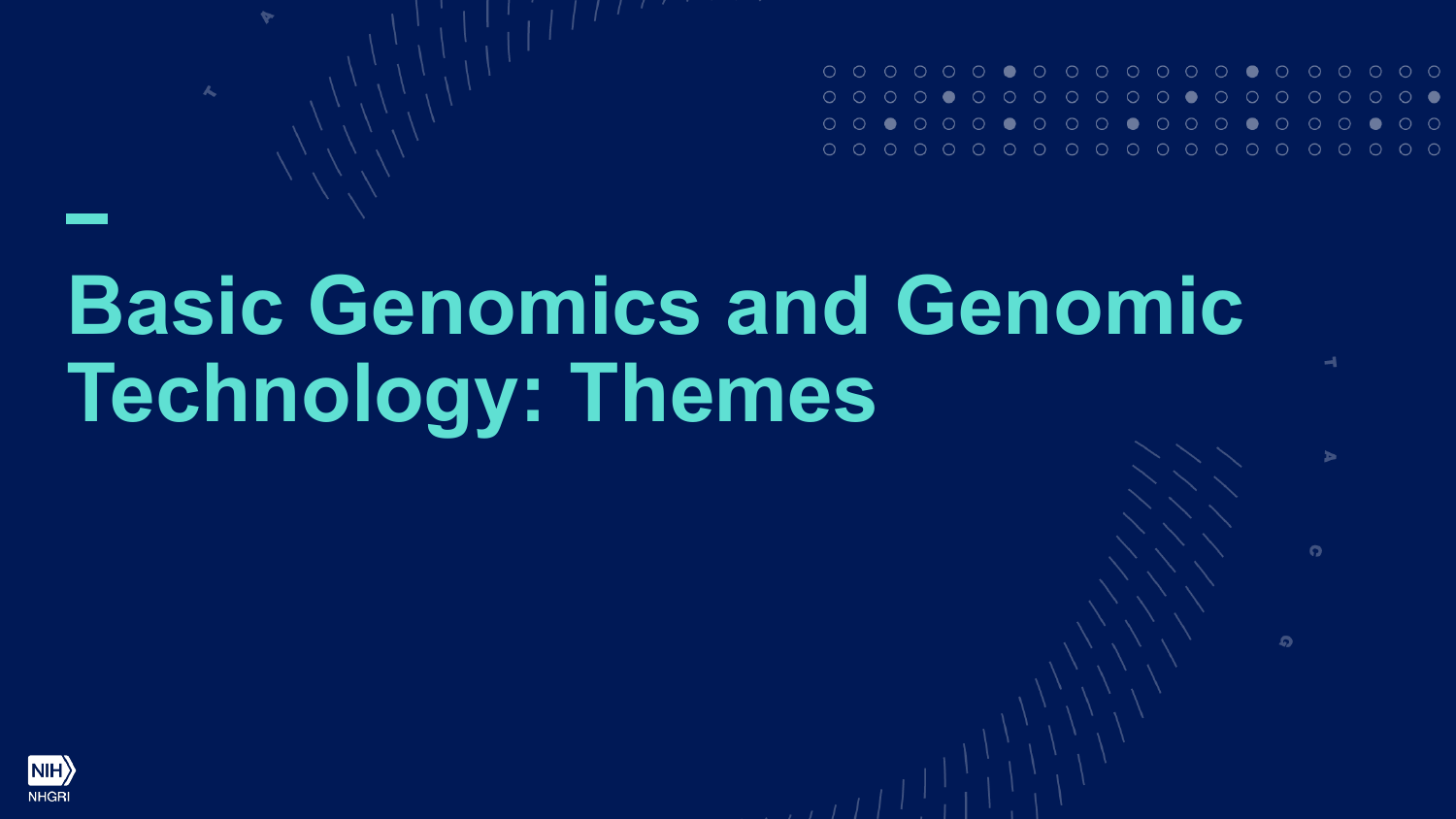# Basic Genomics and Genomic Technology: Themes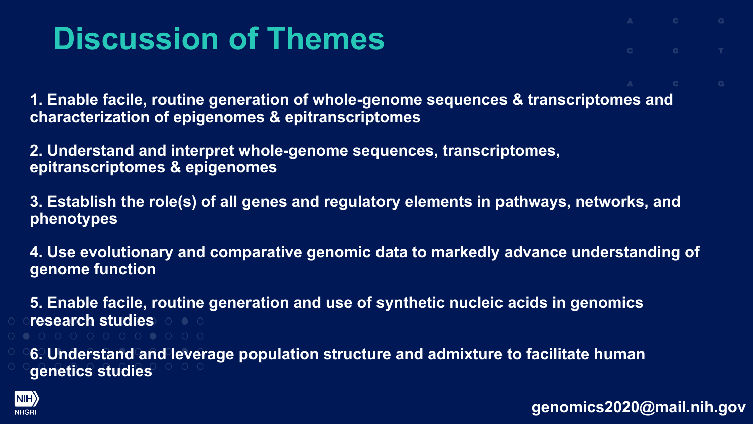# Discussion of Themes

1. Enable facile, routine generation of whole-genome sequences & transcriptomes and characterization of epigenomes & epitranscriptomes

2. Understand and interpret whole-genome sequences, transcriptomes, epitranscriptomes & epigenomes

3. Establish the role(s) of all genes and regulatory elements in pathways, networks, and phenotypes

4. Use evolutionary and comparative genomic data to markedly advance understanding of genome function

5. Enable facile, routine generation and use of synthetic nucleic acids in genomics research studies

6. Understand and leverage population structure and admixture to facilitate human genetics studies

genomics2020@mail.nih.gov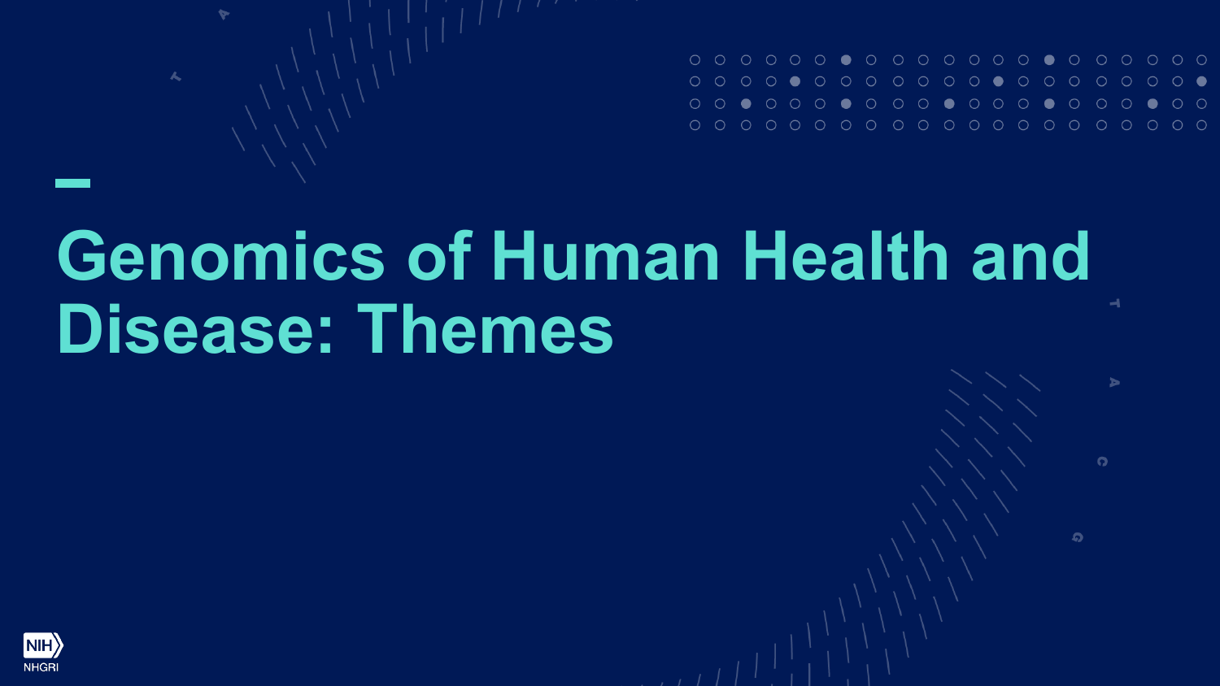# Genomics of Human Health and Disease: Themes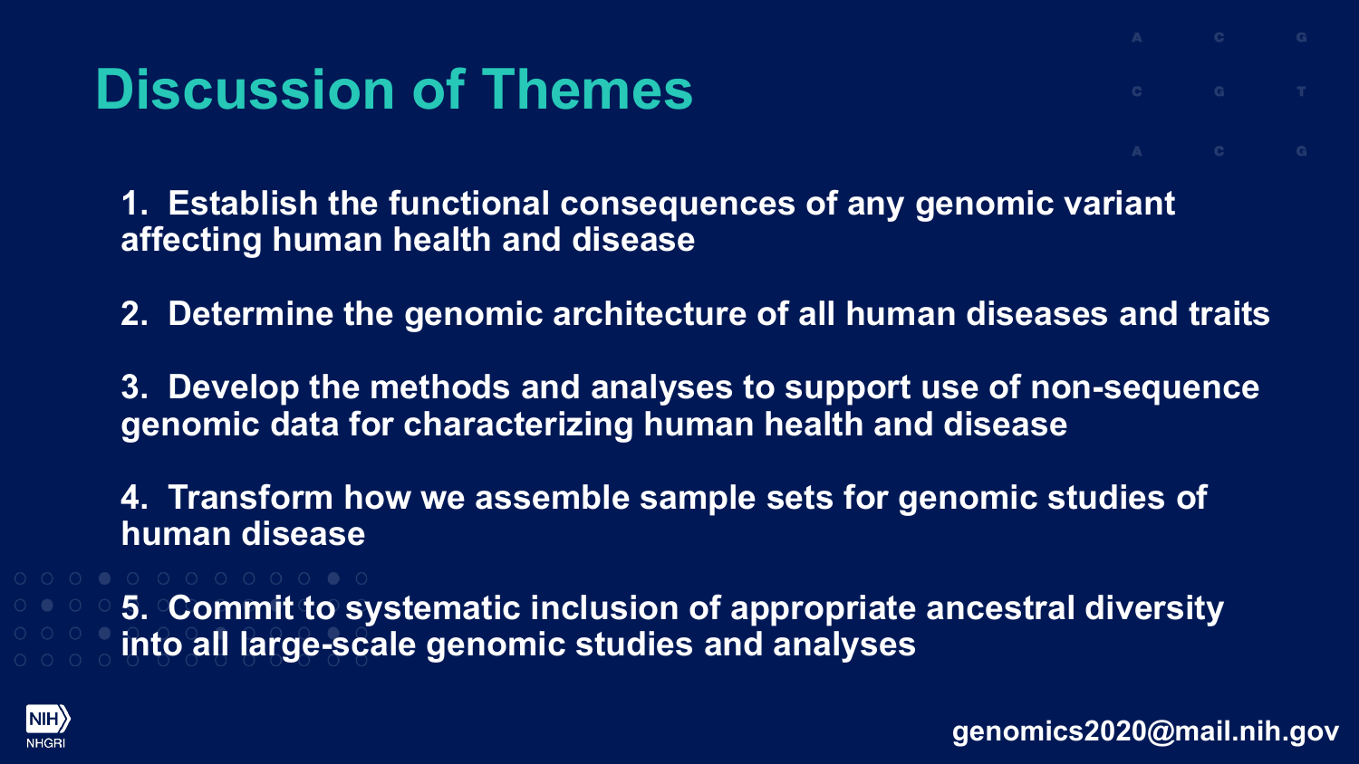# Discussion of Themes

1. Establish the functional consequences of any genomic variant affecting human health and disease

2. Determine the genomic architecture of all human diseases and traits

3. Develop the methods and analyses to support use of non-sequence genomic data for characterizing human health and disease

4. Transform how we assemble sample sets for genomic studies of human disease

5. Commit to systematic inclusion of appropriate ancestral diversity into all large-scale genomic studies and analyses

genomics2020@mail.nih.gov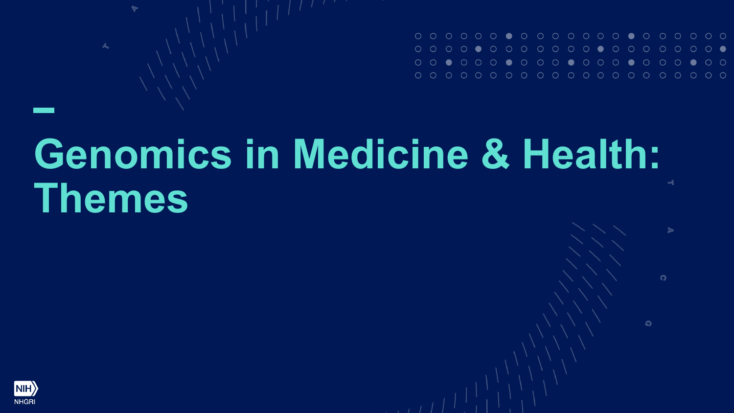# Genomics in Medicine & Health: Themes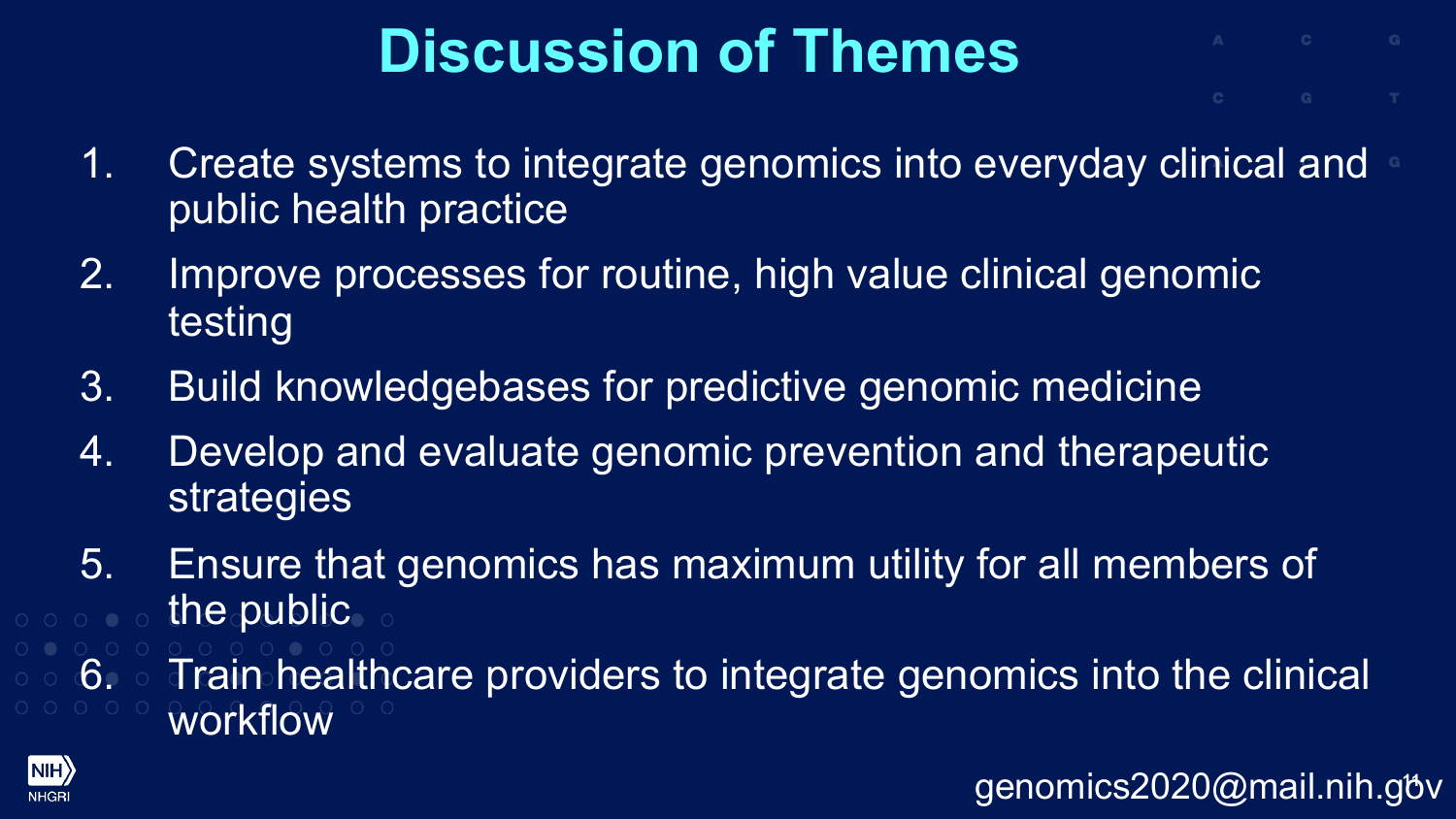# Discussion of Themes

1. Create systems to integrate genomics into everyday clinical and public health practice
2. Improve processes for routine, high value clinical genomic testing
3. Build knowledgebases for predictive genomic medicine
4. Develop and evaluate genomic prevention and therapeutic strategies
5. Ensure that genomics has maximum utility for all members of the public
6. Train healthcare providers to integrate genomics into the clinical workflow

genomics2020@mail.nih.gov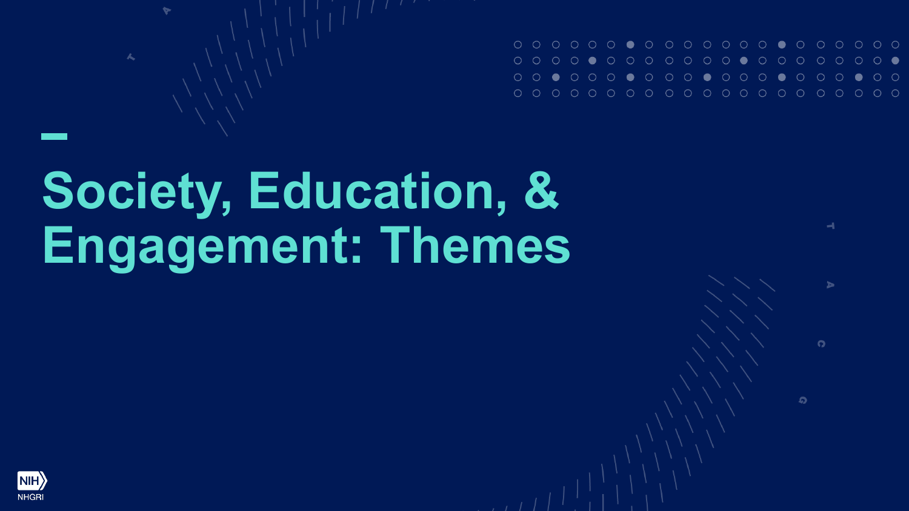# Society, Education, & Engagement: Themes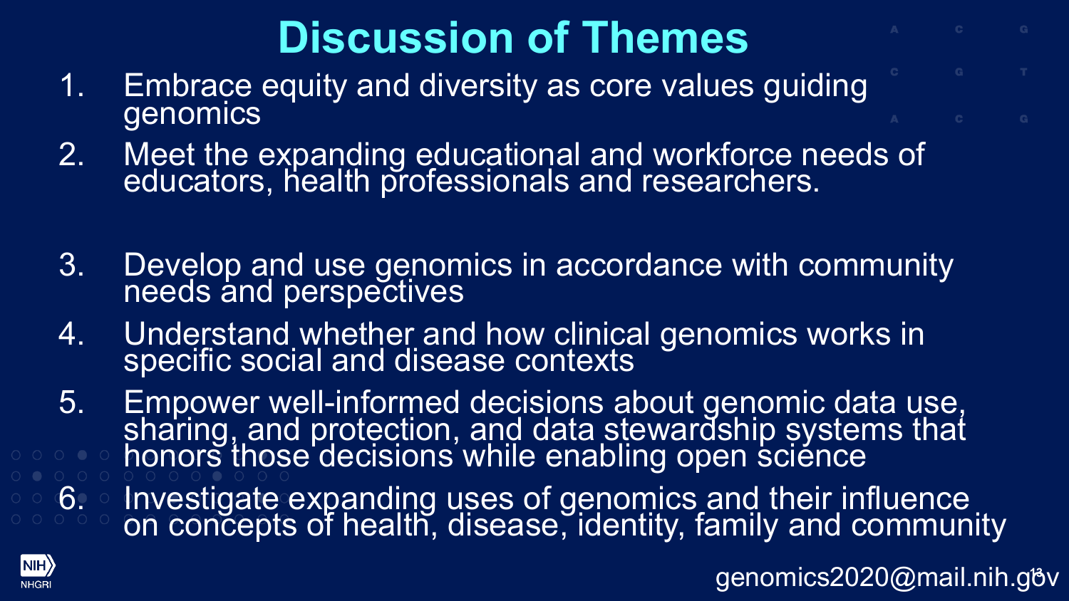# Discussion of Themes

1. Embrace equity and diversity as core values guiding genomics
2. Meet the expanding educational and workforce needs of educators, health professionals and researchers.
3. Develop and use genomics in accordance with community needs and perspectives
4. Understand whether and how clinical genomics works in specific social and disease contexts
5. Empower well-informed decisions about genomic data use, sharing, and protection, and data stewardship systems that honors those decisions while enabling open science
6. Investigate expanding uses of genomics and their influence on concepts of health, disease, identity, family and community

NIH NHGRI

genomics2020@mail.nih.gov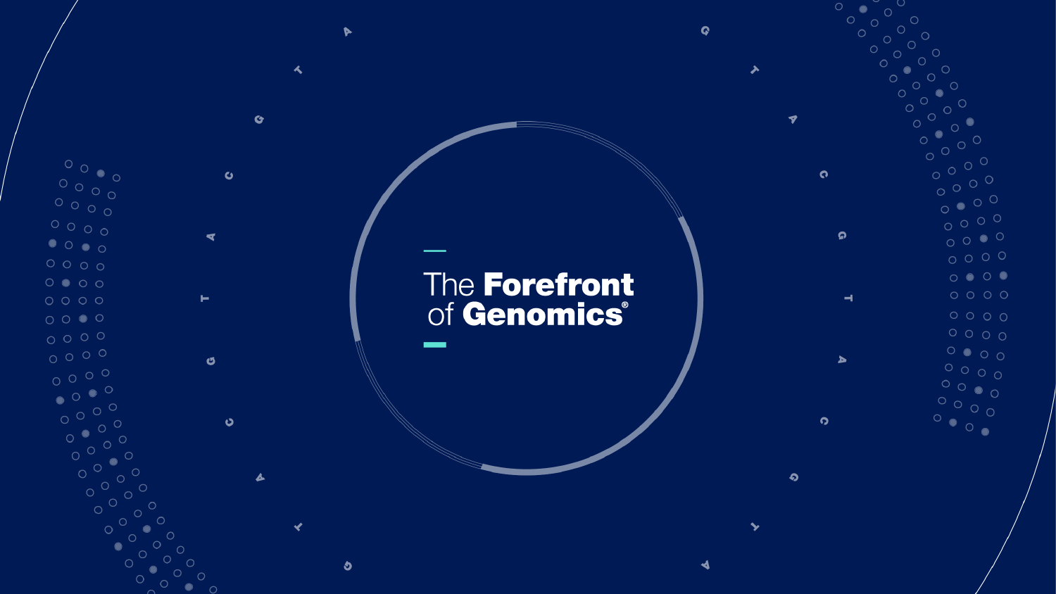The **Forefront of Genomics**®